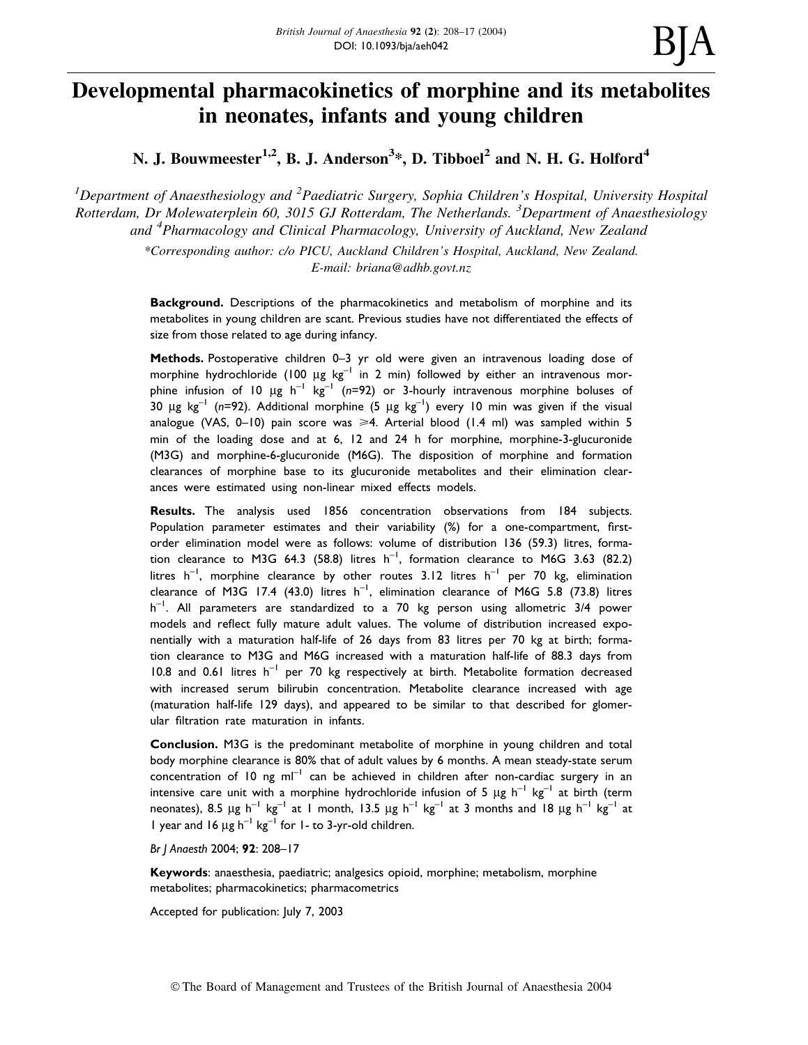# Developmental pharmacokinetics of morphine and its metabolites in neonates, infants and young children

**N. J. Bouwmeester[1,2], B. J. Anderson[3]*, D. Tibboel[2] and N. H. G. Holford[4]**

[1]Department of Anaesthesiology and [2]Paediatric Surgery, Sophia Children's Hospital, University Hospital Rotterdam, Dr Molewaterplein 60, 3015 GJ Rotterdam, The Netherlands. [3]Department of Anaesthesiology and [4]Pharmacology and Clinical Pharmacology, University of Auckland, New Zealand

*\*Corresponding author: c/o PICU, Auckland Children's Hospital, Auckland, New Zealand. E-mail: briana@adhb.govt.nz*

**Background.** Descriptions of the pharmacokinetics and metabolism of morphine and its metabolites in young children are scant. Previous studies have not differentiated the effects of size from those related to age during infancy.

**Methods.** Postoperative children 0–3 yr old were given an intravenous loading dose of morphine hydrochloride (100 μg kg$^{-1}$ in 2 min) followed by either an intravenous morphine infusion of 10 μg h$^{-1}$ kg$^{-1}$ ($n$=92) or 3-hourly intravenous morphine boluses of 30 μg kg$^{-1}$ ($n$=92). Additional morphine (5 μg kg$^{-1}$) every 10 min was given if the visual analogue (VAS, 0–10) pain score was ≥4. Arterial blood (1.4 ml) was sampled within 5 min of the loading dose and at 6, 12 and 24 h for morphine, morphine-3-glucuronide (M3G) and morphine-6-glucuronide (M6G). The disposition of morphine and formation clearances of morphine base to its glucuronide metabolites and their elimination clearances were estimated using non-linear mixed effects models.

**Results.** The analysis used 1856 concentration observations from 184 subjects. Population parameter estimates and their variability (%) for a one-compartment, first-order elimination model were as follows: volume of distribution 136 (59.3) litres, formation clearance to M3G 64.3 (58.8) litres h$^{-1}$, formation clearance to M6G 3.63 (82.2) litres h$^{-1}$, morphine clearance by other routes 3.12 litres h$^{-1}$ per 70 kg, elimination clearance of M3G 17.4 (43.0) litres h$^{-1}$, elimination clearance of M6G 5.8 (73.8) litres h$^{-1}$. All parameters are standardized to a 70 kg person using allometric 3/4 power models and reflect fully mature adult values. The volume of distribution increased exponentially with a maturation half-life of 26 days from 83 litres per 70 kg at birth; formation clearance to M3G and M6G increased with a maturation half-life of 88.3 days from 10.8 and 0.61 litres h$^{-1}$ per 70 kg respectively at birth. Metabolite formation decreased with increased serum bilirubin concentration. Metabolite clearance increased with age (maturation half-life 129 days), and appeared to be similar to that described for glomerular filtration rate maturation in infants.

**Conclusion.** M3G is the predominant metabolite of morphine in young children and total body morphine clearance is 80% that of adult values by 6 months. A mean steady-state serum concentration of 10 ng ml$^{-1}$ can be achieved in children after non-cardiac surgery in an intensive care unit with a morphine hydrochloride infusion of 5 μg h$^{-1}$ kg$^{-1}$ at birth (term neonates), 8.5 μg h$^{-1}$ kg$^{-1}$ at 1 month, 13.5 μg h$^{-1}$ kg$^{-1}$ at 3 months and 18 μg h$^{-1}$ kg$^{-1}$ at 1 year and 16 μg h$^{-1}$ kg$^{-1}$ for 1- to 3-yr-old children.

*Br J Anaesth* 2004; **92**: 208–17

**Keywords**: anaesthesia, paediatric; analgesics opioid, morphine; metabolism, morphine metabolites; pharmacokinetics; pharmacometrics

Accepted for publication: July 7, 2003

© The Board of Management and Trustees of the British Journal of Anaesthesia 2004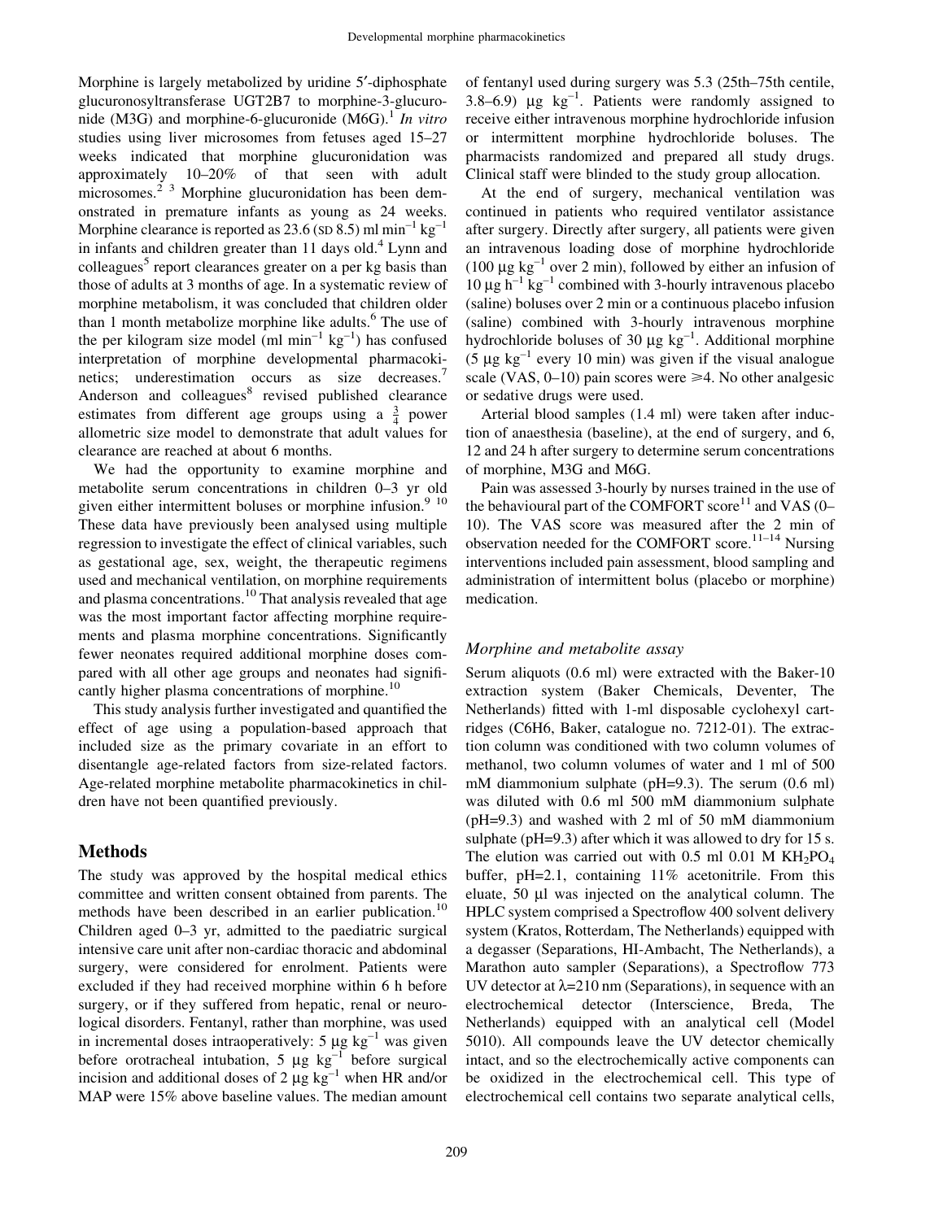Morphine is largely metabolized by uridine 5′-diphosphate glucuronosyltransferase UGT2B7 to morphine-3-glucuronide (M3G) and morphine-6-glucuronide (M6G).[1] *In vitro* studies using liver microsomes from fetuses aged 15–27 weeks indicated that morphine glucuronidation was approximately 10–20% of that seen with adult microsomes.[2 3] Morphine glucuronidation has been demonstrated in premature infants as young as 24 weeks. Morphine clearance is reported as 23.6 (SD 8.5) ml min$^{-1}$ kg$^{-1}$ in infants and children greater than 11 days old.[4] Lynn and colleagues[5] report clearances greater on a per kg basis than those of adults at 3 months of age. In a systematic review of morphine metabolism, it was concluded that children older than 1 month metabolize morphine like adults.[6] The use of the per kilogram size model (ml min$^{-1}$ kg$^{-1}$) has confused interpretation of morphine developmental pharmacokinetics; underestimation occurs as size decreases.[7] Anderson and colleagues[8] revised published clearance estimates from different age groups using a $\frac{3}{4}$ power allometric size model to demonstrate that adult values for clearance are reached at about 6 months.

We had the opportunity to examine morphine and metabolite serum concentrations in children 0–3 yr old given either intermittent boluses or morphine infusion.[9 10] These data have previously been analysed using multiple regression to investigate the effect of clinical variables, such as gestational age, sex, weight, the therapeutic regimens used and mechanical ventilation, on morphine requirements and plasma concentrations.[10] That analysis revealed that age was the most important factor affecting morphine requirements and plasma morphine concentrations. Significantly fewer neonates required additional morphine doses compared with all other age groups and neonates had significantly higher plasma concentrations of morphine.[10]

This study analysis further investigated and quantified the effect of age using a population-based approach that included size as the primary covariate in an effort to disentangle age-related factors from size-related factors. Age-related morphine metabolite pharmacokinetics in children have not been quantified previously.

## Methods

The study was approved by the hospital medical ethics committee and written consent obtained from parents. The methods have been described in an earlier publication.[10] Children aged 0–3 yr, admitted to the paediatric surgical intensive care unit after non-cardiac thoracic and abdominal surgery, were considered for enrolment. Patients were excluded if they had received morphine within 6 h before surgery, or if they suffered from hepatic, renal or neurological disorders. Fentanyl, rather than morphine, was used in incremental doses intraoperatively: 5 μg kg$^{-1}$ was given before orotracheal intubation, 5 μg kg$^{-1}$ before surgical incision and additional doses of 2 μg kg$^{-1}$ when HR and/or MAP were 15% above baseline values. The median amount of fentanyl used during surgery was 5.3 (25th–75th centile, 3.8–6.9) μg kg$^{-1}$. Patients were randomly assigned to receive either intravenous morphine hydrochloride infusion or intermittent morphine hydrochloride boluses. The pharmacists randomized and prepared all study drugs. Clinical staff were blinded to the study group allocation.

At the end of surgery, mechanical ventilation was continued in patients who required ventilator assistance after surgery. Directly after surgery, all patients were given an intravenous loading dose of morphine hydrochloride (100 μg kg$^{-1}$ over 2 min), followed by either an infusion of 10 μg h$^{-1}$ kg$^{-1}$ combined with 3-hourly intravenous placebo (saline) boluses over 2 min or a continuous placebo infusion (saline) combined with 3-hourly intravenous morphine hydrochloride boluses of 30 μg kg$^{-1}$. Additional morphine (5 μg kg$^{-1}$ every 10 min) was given if the visual analogue scale (VAS, 0–10) pain scores were ⩾4. No other analgesic or sedative drugs were used.

Arterial blood samples (1.4 ml) were taken after induction of anaesthesia (baseline), at the end of surgery, and 6, 12 and 24 h after surgery to determine serum concentrations of morphine, M3G and M6G.

Pain was assessed 3-hourly by nurses trained in the use of the behavioural part of the COMFORT score[11] and VAS (0–10). The VAS score was measured after the 2 min of observation needed for the COMFORT score.[11–14] Nursing interventions included pain assessment, blood sampling and administration of intermittent bolus (placebo or morphine) medication.

### *Morphine and metabolite assay*

Serum aliquots (0.6 ml) were extracted with the Baker-10 extraction system (Baker Chemicals, Deventer, The Netherlands) fitted with 1-ml disposable cyclohexyl cartridges (C6H6, Baker, catalogue no. 7212-01). The extraction column was conditioned with two column volumes of methanol, two column volumes of water and 1 ml of 500 mM diammonium sulphate (pH=9.3). The serum (0.6 ml) was diluted with 0.6 ml 500 mM diammonium sulphate (pH=9.3) and washed with 2 ml of 50 mM diammonium sulphate (pH=9.3) after which it was allowed to dry for 15 s. The elution was carried out with 0.5 ml 0.01 M $KH_2PO_4$ buffer, pH=2.1, containing 11% acetonitrile. From this eluate, 50 μl was injected on the analytical column. The HPLC system comprised a Spectroflow 400 solvent delivery system (Kratos, Rotterdam, The Netherlands) equipped with a degasser (Separations, HI-Ambacht, The Netherlands), a Marathon auto sampler (Separations), a Spectroflow 773 UV detector at λ=210 nm (Separations), in sequence with an electrochemical detector (Interscience, Breda, The Netherlands) equipped with an analytical cell (Model 5010). All compounds leave the UV detector chemically intact, and so the electrochemically active components can be oxidized in the electrochemical cell. This type of electrochemical cell contains two separate analytical cells,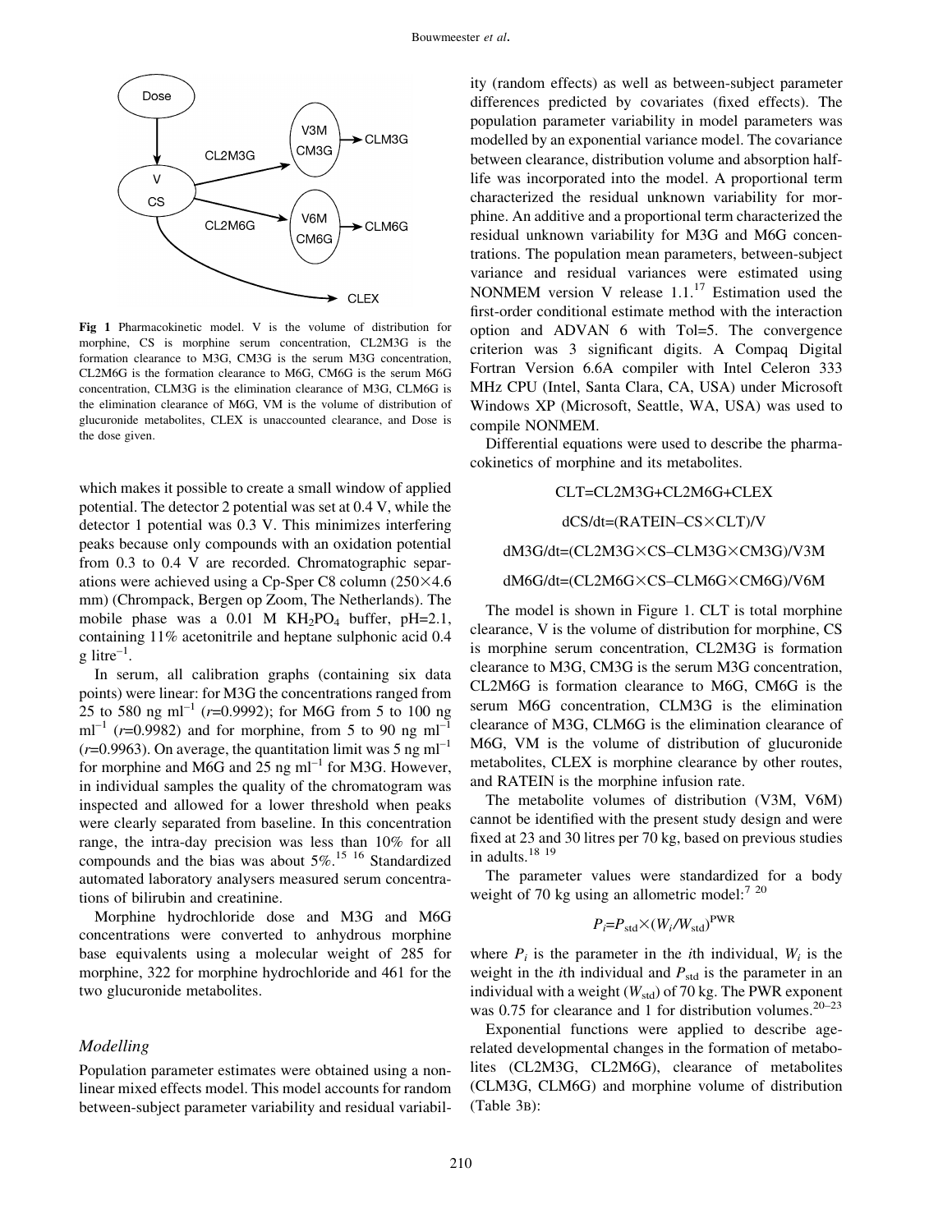Fig 1 Pharmacokinetic model. V is the volume of distribution for morphine, CS is morphine serum concentration, CL2M3G is the formation clearance to M3G, CM3G is the serum M3G concentration, CL2M6G is the formation clearance to M6G, CM6G is the serum M6G concentration, CLM3G is the elimination clearance of M3G, CLM6G is the elimination clearance of M6G, VM is the volume of distribution of glucuronide metabolites, CLEX is unaccounted clearance, and Dose is the dose given.

which makes it possible to create a small window of applied potential. The detector 2 potential was set at 0.4 V, while the detector 1 potential was 0.3 V. This minimizes interfering peaks because only compounds with an oxidation potential from 0.3 to 0.4 V are recorded. Chromatographic separations were achieved using a Cp-Sper C8 column (250×4.6 mm) (Chrompack, Bergen op Zoom, The Netherlands). The mobile phase was a 0.01 M $KH_2PO_4$ buffer, pH=2.1, containing 11% acetonitrile and heptane sulphonic acid 0.4 g $litre^{-1}$.

In serum, all calibration graphs (containing six data points) were linear: for M3G the concentrations ranged from 25 to 580 ng $ml^{-1}$ ($r$=0.9992); for M6G from 5 to 100 ng $ml^{-1}$ ($r$=0.9982) and for morphine, from 5 to 90 ng $ml^{-1}$ ($r$=0.9963). On average, the quantitation limit was 5 ng $ml^{-1}$ for morphine and M6G and 25 ng $ml^{-1}$ for M3G. However, in individual samples the quality of the chromatogram was inspected and allowed for a lower threshold when peaks were clearly separated from baseline. In this concentration range, the intra-day precision was less than 10% for all compounds and the bias was about 5%.[15 16] Standardized automated laboratory analysers measured serum concentrations of bilirubin and creatinine.

Morphine hydrochloride dose and M3G and M6G concentrations were converted to anhydrous morphine base equivalents using a molecular weight of 285 for morphine, 322 for morphine hydrochloride and 461 for the two glucuronide metabolites.

### *Modelling*

Population parameter estimates were obtained using a nonlinear mixed effects model. This model accounts for random between-subject parameter variability and residual variability (random effects) as well as between-subject parameter differences predicted by covariates (fixed effects). The population parameter variability in model parameters was modelled by an exponential variance model. The covariance between clearance, distribution volume and absorption half-life was incorporated into the model. A proportional term characterized the residual unknown variability for morphine. An additive and a proportional term characterized the residual unknown variability for M3G and M6G concentrations. The population mean parameters, between-subject variance and residual variances were estimated using NONMEM version V release 1.1.[17] Estimation used the first-order conditional estimate method with the interaction option and ADVAN 6 with Tol=5. The convergence criterion was 3 significant digits. A Compaq Digital Fortran Version 6.6A compiler with Intel Celeron 333 MHz CPU (Intel, Santa Clara, CA, USA) under Microsoft Windows XP (Microsoft, Seattle, WA, USA) was used to compile NONMEM.

Differential equations were used to describe the pharmacokinetics of morphine and its metabolites.

$$CLT = CL2M3G + CL2M6G + CLEX$$

$$dCS/dt = (RATEIN - CS \times CLT)/V$$

$$dM3G/dt = (CL2M3G \times CS - CLM3G \times CM3G)/V3M$$

$$dM6G/dt = (CL2M6G \times CS - CLM6G \times CM6G)/V6M$$

The model is shown in Figure 1. CLT is total morphine clearance, V is the volume of distribution for morphine, CS is morphine serum concentration, CL2M3G is formation clearance to M3G, CM3G is the serum M3G concentration, CL2M6G is formation clearance to M6G, CM6G is the serum M6G concentration, CLM3G is the elimination clearance of M3G, CLM6G is the elimination clearance of M6G, VM is the volume of distribution of glucuronide metabolites, CLEX is morphine clearance by other routes, and RATEIN is the morphine infusion rate.

The metabolite volumes of distribution (V3M, V6M) cannot be identified with the present study design and were fixed at 23 and 30 litres per 70 kg, based on previous studies in adults.[18 19]

The parameter values were standardized for a body weight of 70 kg using an allometric model:[7 20]

$$P_i = P_{std} \times (W_i/W_{std})^{PWR}$$

where $P_i$ is the parameter in the $i$th individual, $W_i$ is the weight in the $i$th individual and $P_{std}$ is the parameter in an individual with a weight ($W_{std}$) of 70 kg. The PWR exponent was 0.75 for clearance and 1 for distribution volumes.[20–23]

Exponential functions were applied to describe age-related developmental changes in the formation of metabolites (CL2M3G, CL2M6G), clearance of metabolites (CLM3G, CLM6G) and morphine volume of distribution (Table 3B):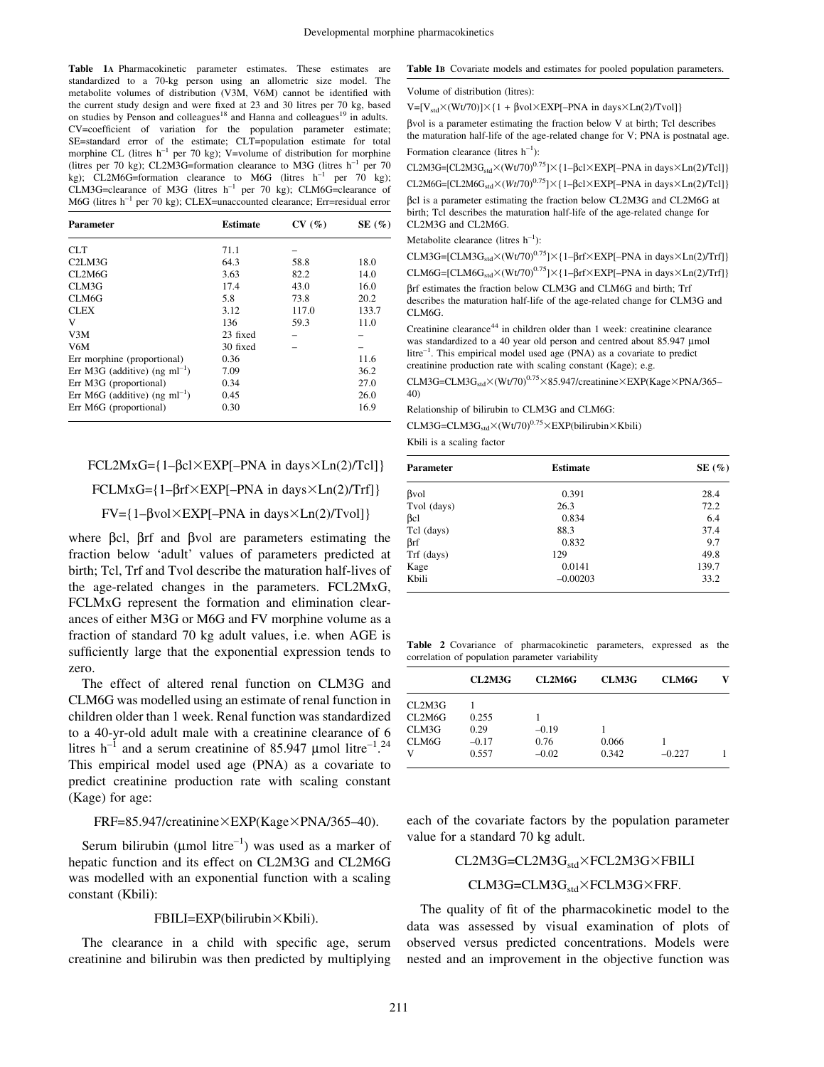**Table 1A** Pharmacokinetic parameter estimates. These estimates are standardized to a 70-kg person using an allometric size model. The metabolite volumes of distribution (V3M, V6M) cannot be identified with the current study design and were fixed at 23 and 30 litres per 70 kg, based on studies by Penson and colleagues[18] and Hanna and colleagues[19] in adults. CV=coefficient of variation for the population parameter estimate; SE=standard error of the estimate; CLT=population estimate for total morphine CL (litres $h^{-1}$ per 70 kg); V=volume of distribution for morphine (litres per 70 kg); CL2M3G=formation clearance to M3G (litres $h^{-1}$ per 70 kg); CL2M6G=formation clearance to M6G (litres $h^{-1}$ per 70 kg); CLM3G=clearance of M3G (litres $h^{-1}$ per 70 kg); CLM6G=clearance of M6G (litres $h^{-1}$ per 70 kg); CLEX=unaccounted clearance; Err=residual error

| Parameter | Estimate | CV (%) | SE (%) |
|---|---|---|---|
| CLT | 71.1 | – | |
| C2LM3G | 64.3 | 58.8 | 18.0 |
| CL2M6G | 3.63 | 82.2 | 14.0 |
| CLM3G | 17.4 | 43.0 | 16.0 |
| CLM6G | 5.8 | 73.8 | 20.2 |
| CLEX | 3.12 | 117.0 | 133.7 |
| V | 136 | 59.3 | 11.0 |
| V3M | 23 fixed | – | – |
| V6M | 30 fixed | – | – |
| Err morphine (proportional) | 0.36 | | 11.6 |
| Err M3G (additive) (ng $ml^{-1}$) | 7.09 | | 36.2 |
| Err M3G (proportional) | 0.34 | | 27.0 |
| Err M6G (additive) (ng $ml^{-1}$) | 0.45 | | 26.0 |
| Err M6G (proportional) | 0.30 | | 16.9 |

$$FCL2MxG=\{1-\beta cl\times EXP[-PNA\ in\ days\times Ln(2)/Tcl]\}$$

$$FCLMxG=\{1-\beta rf\times EXP[-PNA\ in\ days\times Ln(2)/Trf]\}$$

$$FV=\{1-\beta vol\times EXP[-PNA\ in\ days\times Ln(2)/Tvol]\}$$

where βcl, βrf and βvol are parameters estimating the fraction below 'adult' values of parameters predicted at birth; Tcl, Trf and Tvol describe the maturation half-lives of the age-related changes in the parameters. FCL2MxG, FCLMxG represent the formation and elimination clearances of either M3G or M6G and FV morphine volume as a fraction of standard 70 kg adult values, i.e. when AGE is sufficiently large that the exponential expression tends to zero.

The effect of altered renal function on CLM3G and CLM6G was modelled using an estimate of renal function in children older than 1 week. Renal function was standardized to a 40-yr-old adult male with a creatinine clearance of 6 litres $h^{-1}$ and a serum creatinine of 85.947 μmol $litre^{-1}$.[24] This empirical model used age (PNA) as a covariate to predict creatinine production rate with scaling constant (Kage) for age:

$$FRF=85.947/creatinine\times EXP(Kage\times PNA/365-40).$$

Serum bilirubin (μmol $litre^{-1}$) was used as a marker of hepatic function and its effect on CL2M3G and CL2M6G was modelled with an exponential function with a scaling constant (Kbili):

$$FBILI=EXP(bilirubin\times Kbili).$$

The clearance in a child with specific age, serum creatinine and bilirubin was then predicted by multiplying each of the covariate factors by the population parameter value for a standard 70 kg adult.

$$CL2M3G=CL2M3G_{std}\times FCL2M3G\times FBILI$$

$$CLM3G=CLM3G_{std}\times FCLM3G\times FRF.$$

The quality of fit of the pharmacokinetic model to the data was assessed by visual examination of plots of observed versus predicted concentrations. Models were nested and an improvement in the objective function was

**Table 1B** Covariate models and estimates for pooled population parameters.

Volume of distribution (litres):

$V=[V_{std}\times(Wt/70)]\times\{1+\beta vol\times EXP[-PNA\ in\ days\times Ln(2)/Tvol]\}$

βvol is a parameter estimating the fraction below V at birth; Tcl describes the maturation half-life of the age-related change for V; PNA is postnatal age.

Formation clearance (litres $h^{-1}$):

$CL2M3G=[CL2M3G_{std}\times(Wt/70)^{0.75}]\times\{1-\beta cl\times EXP[-PNA\ in\ days\times Ln(2)/Tcl]\}$

$CL2M6G=[CL2M6G_{std}\times(Wt/70)^{0.75}]\times\{1-\beta cl\times EXP[-PNA\ in\ days\times Ln(2)/Tcl]\}$

βcl is a parameter estimating the fraction below CL2M3G and CL2M6G at birth; Tcl describes the maturation half-life of the age-related change for CL2M3G and CL2M6G.

Metabolite clearance (litres $h^{-1}$):

$CLM3G=[CLM3G_{std}\times(Wt/70)^{0.75}]\times\{1-\beta rf\times EXP[-PNA\ in\ days\times Ln(2)/Trf]\}$

$CLM6G=[CLM6G_{std}\times(Wt/70)^{0.75}]\times\{1-\beta rf\times EXP[-PNA\ in\ days\times Ln(2)/Trf]\}$

βrf estimates the fraction below CLM3G and CLM6G and birth; Trf describes the maturation half-life of the age-related change for CLM3G and CLM6G.

Creatinine clearance[44] in children older than 1 week: creatinine clearance was standardized to a 40 year old person and centred about 85.947 μmol $litre^{-1}$. This empirical model used age (PNA) as a covariate to predict creatinine production rate with scaling constant (Kage); e.g.

$CLM3G=CLM3G_{std}\times(Wt/70)^{0.75}\times 85.947/creatinine\times EXP(Kage\times PNA/365-40)$

Relationship of bilirubin to CLM3G and CLM6G:

$CLM3G=CLM3G_{std}\times(Wt/70)^{0.75}\times EXP(bilirubin\times Kbili)$

Kbili is a scaling factor

| Parameter | Estimate | SE (%) |
|---|---|---|
| βvol | 0.391 | 28.4 |
| Tvol (days) | 26.3 | 72.2 |
| βcl | 0.834 | 6.4 |
| Tcl (days) | 88.3 | 37.4 |
| βrf | 0.832 | 9.7 |
| Trf (days) | 129 | 49.8 |
| Kage | 0.0141 | 139.7 |
| Kbili | −0.00203 | 33.2 |

**Table 2** Covariance of pharmacokinetic parameters, expressed as the correlation of population parameter variability

| | CL2M3G | CL2M6G | CLM3G | CLM6G | V |
|---|---|---|---|---|---|
| CL2M3G | 1 | | | | |
| CL2M6G | 0.255 | 1 | | | |
| CLM3G | 0.29 | −0.19 | 1 | | |
| CLM6G | −0.17 | 0.76 | 0.066 | 1 | |
| V | 0.557 | −0.02 | 0.342 | −0.227 | 1 |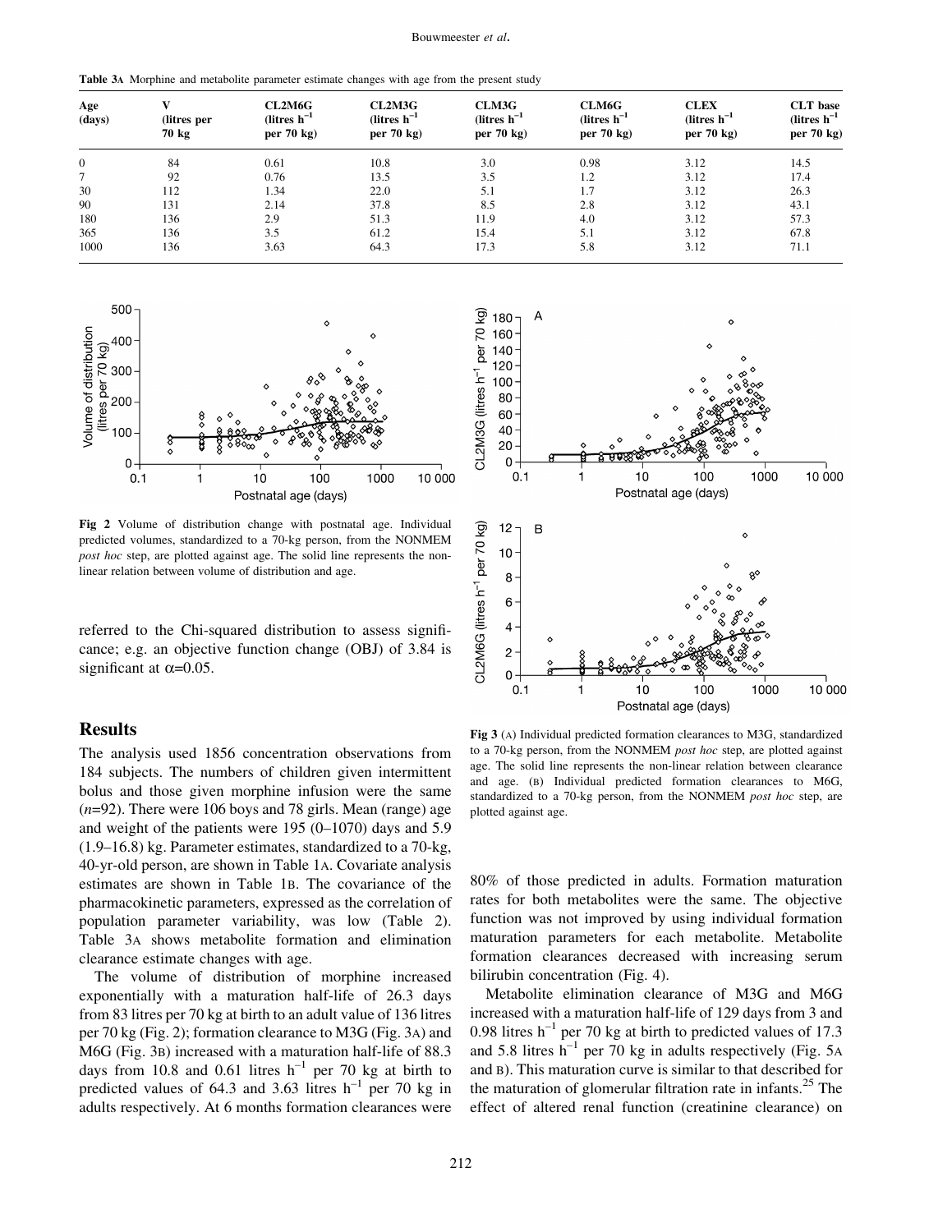**Table 3A** Morphine and metabolite parameter estimate changes with age from the present study

| Age (days) | V (litres per 70 kg | CL2M6G (litres $h^{-1}$ per 70 kg) | CL2M3G (litres $h^{-1}$ per 70 kg) | CLM3G (litres $h^{-1}$ per 70 kg) | CLM6G (litres $h^{-1}$ per 70 kg) | CLEX (litres $h^{-1}$ per 70 kg) | CLT base (litres $h^{-1}$ per 70 kg) |
|---|---|---|---|---|---|---|---|
| 0 | 84 | 0.61 | 10.8 | 3.0 | 0.98 | 3.12 | 14.5 |
| 7 | 92 | 0.76 | 13.5 | 3.5 | 1.2 | 3.12 | 17.4 |
| 30 | 112 | 1.34 | 22.0 | 5.1 | 1.7 | 3.12 | 26.3 |
| 90 | 131 | 2.14 | 37.8 | 8.5 | 2.8 | 3.12 | 43.1 |
| 180 | 136 | 2.9 | 51.3 | 11.9 | 4.0 | 3.12 | 57.3 |
| 365 | 136 | 3.5 | 61.2 | 15.4 | 5.1 | 3.12 | 67.8 |
| 1000 | 136 | 3.63 | 64.3 | 17.3 | 5.8 | 3.12 | 71.1 |

**Fig 2** Volume of distribution change with postnatal age. Individual predicted volumes, standardized to a 70-kg person, from the NONMEM *post hoc* step, are plotted against age. The solid line represents the non-linear relation between volume of distribution and age.

referred to the Chi-squared distribution to assess significance; e.g. an objective function change (OBJ) of 3.84 is significant at $\alpha$=0.05.

## Results

The analysis used 1856 concentration observations from 184 subjects. The numbers of children given intermittent bolus and those given morphine infusion were the same ($n$=92). There were 106 boys and 78 girls. Mean (range) age and weight of the patients were 195 (0–1070) days and 5.9 (1.9–16.8) kg. Parameter estimates, standardized to a 70-kg, 40-yr-old person, are shown in Table 1A. Covariate analysis estimates are shown in Table 1B. The covariance of the pharmacokinetic parameters, expressed as the correlation of population parameter variability, was low (Table 2). Table 3A shows metabolite formation and elimination clearance estimate changes with age.

The volume of distribution of morphine increased exponentially with a maturation half-life of 26.3 days from 83 litres per 70 kg at birth to an adult value of 136 litres per 70 kg (Fig. 2); formation clearance to M3G (Fig. 3A) and M6G (Fig. 3B) increased with a maturation half-life of 88.3 days from 10.8 and 0.61 litres $h^{-1}$ per 70 kg at birth to predicted values of 64.3 and 3.63 litres $h^{-1}$ per 70 kg in adults respectively. At 6 months formation clearances were 80% of those predicted in adults. Formation maturation rates for both metabolites were the same. The objective function was not improved by using individual formation maturation parameters for each metabolite. Metabolite formation clearances decreased with increasing serum bilirubin concentration (Fig. 4).

**Fig 3** (A) Individual predicted formation clearances to M3G, standardized to a 70-kg person, from the NONMEM *post hoc* step, are plotted against age. The solid line represents the non-linear relation between clearance and age. (B) Individual predicted formation clearances to M6G, standardized to a 70-kg person, from the NONMEM *post hoc* step, are plotted against age.

Metabolite elimination clearance of M3G and M6G increased with a maturation half-life of 129 days from 3 and 0.98 litres $h^{-1}$ per 70 kg at birth to predicted values of 17.3 and 5.8 litres $h^{-1}$ per 70 kg in adults respectively (Fig. 5A and B). This maturation curve is similar to that described for the maturation of glomerular filtration rate in infants.[25] The effect of altered renal function (creatinine clearance) on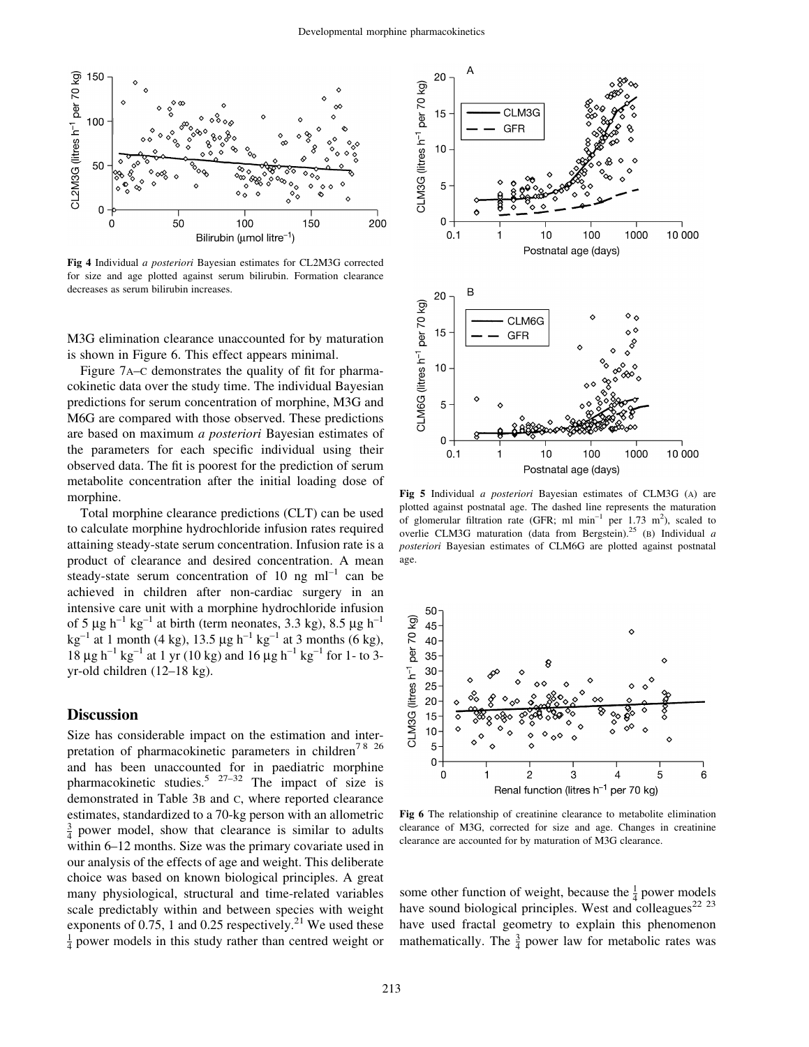Fig 4 Individual *a posteriori* Bayesian estimates for CL2M3G corrected for size and age plotted against serum bilirubin. Formation clearance decreases as serum bilirubin increases.

M3G elimination clearance unaccounted for by maturation is shown in Figure 6. This effect appears minimal.

Figure 7A–C demonstrates the quality of fit for pharmacokinetic data over the study time. The individual Bayesian predictions for serum concentration of morphine, M3G and M6G are compared with those observed. These predictions are based on maximum *a posteriori* Bayesian estimates of the parameters for each specific individual using their observed data. The fit is poorest for the prediction of serum metabolite concentration after the initial loading dose of morphine.

Total morphine clearance predictions (CLT) can be used to calculate morphine hydrochloride infusion rates required attaining steady-state serum concentration. Infusion rate is a product of clearance and desired concentration. A mean steady-state serum concentration of 10 ng $ml^{-1}$ can be achieved in children after non-cardiac surgery in an intensive care unit with a morphine hydrochloride infusion of 5 µg $h^{-1}$ $kg^{-1}$ at birth (term neonates, 3.3 kg), 8.5 µg $h^{-1}$ $kg^{-1}$ at 1 month (4 kg), 13.5 µg $h^{-1}$ $kg^{-1}$ at 3 months (6 kg), 18 µg $h^{-1}$ $kg^{-1}$ at 1 yr (10 kg) and 16 µg $h^{-1}$ $kg^{-1}$ for 1- to 3-yr-old children (12–18 kg).

## Discussion

Size has considerable impact on the estimation and interpretation of pharmacokinetic parameters in children[7 8 26] and has been unaccounted for in paediatric morphine pharmacokinetic studies.[5 27–32] The impact of size is demonstrated in Table 3B and C, where reported clearance estimates, standardized to a 70-kg person with an allometric $\frac{3}{4}$ power model, show that clearance is similar to adults within 6–12 months. Size was the primary covariate used in our analysis of the effects of age and weight. This deliberate choice was based on known biological principles. A great many physiological, structural and time-related variables scale predictably within and between species with weight exponents of 0.75, 1 and 0.25 respectively.[21] We used these $\frac{1}{4}$ power models in this study rather than centred weight or some other function of weight, because the $\frac{1}{4}$ power models have sound biological principles. West and colleagues[22 23] have used fractal geometry to explain this phenomenon mathematically. The $\frac{3}{4}$ power law for metabolic rates was

Fig 5 Individual *a posteriori* Bayesian estimates of CLM3G (A) are plotted against postnatal age. The dashed line represents the maturation of glomerular filtration rate (GFR; ml $min^{-1}$ per 1.73 $m^2$), scaled to overlie CLM3G maturation (data from Bergstein).[25] (B) Individual *a posteriori* Bayesian estimates of CLM6G are plotted against postnatal age.

Fig 6 The relationship of creatinine clearance to metabolite elimination clearance of M3G, corrected for size and age. Changes in creatinine clearance are accounted for by maturation of M3G clearance.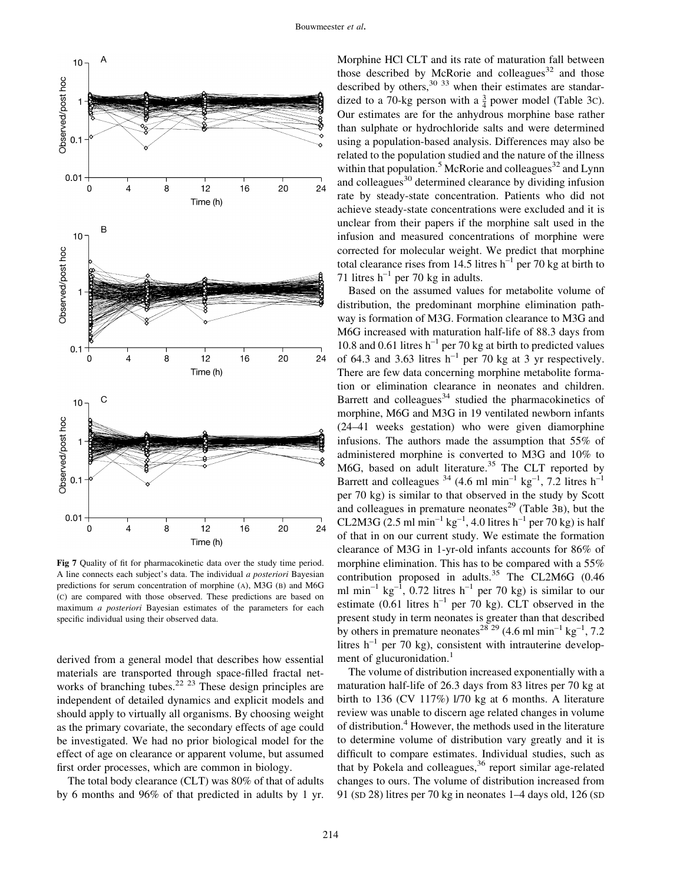Fig 7 Quality of fit for pharmacokinetic data over the study time period. A line connects each subject's data. The individual *a posteriori* Bayesian predictions for serum concentration of morphine (A), M3G (B) and M6G (C) are compared with those observed. These predictions are based on maximum *a posteriori* Bayesian estimates of the parameters for each specific individual using their observed data.

derived from a general model that describes how essential materials are transported through space-filled fractal networks of branching tubes.[22 23] These design principles are independent of detailed dynamics and explicit models and should apply to virtually all organisms. By choosing weight as the primary covariate, the secondary effects of age could be investigated. We had no prior biological model for the effect of age on clearance or apparent volume, but assumed first order processes, which are common in biology.

The total body clearance (CLT) was 80% of that of adults by 6 months and 96% of that predicted in adults by 1 yr. Morphine HCl CLT and its rate of maturation fall between those described by McRorie and colleagues[32] and those described by others,[30 33] when their estimates are standardized to a 70-kg person with a $\frac{3}{4}$ power model (Table 3C). Our estimates are for the anhydrous morphine base rather than sulphate or hydrochloride salts and were determined using a population-based analysis. Differences may also be related to the population studied and the nature of the illness within that population.[5] McRorie and colleagues[32] and Lynn and colleagues[30] determined clearance by dividing infusion rate by steady-state concentration. Patients who did not achieve steady-state concentrations were excluded and it is unclear from their papers if the morphine salt used in the infusion and measured concentrations of morphine were corrected for molecular weight. We predict that morphine total clearance rises from 14.5 litres $h^{-1}$ per 70 kg at birth to 71 litres $h^{-1}$ per 70 kg in adults.

Based on the assumed values for metabolite volume of distribution, the predominant morphine elimination pathway is formation of M3G. Formation clearance to M3G and M6G increased with maturation half-life of 88.3 days from 10.8 and 0.61 litres $h^{-1}$ per 70 kg at birth to predicted values of 64.3 and 3.63 litres $h^{-1}$ per 70 kg at 3 yr respectively. There are few data concerning morphine metabolite formation or elimination clearance in neonates and children. Barrett and colleagues[34] studied the pharmacokinetics of morphine, M6G and M3G in 19 ventilated newborn infants (24–41 weeks gestation) who were given diamorphine infusions. The authors made the assumption that 55% of administered morphine is converted to M3G and 10% to M6G, based on adult literature.[35] The CLT reported by Barrett and colleagues[34] (4.6 ml $min^{-1}$ $kg^{-1}$, 7.2 litres $h^{-1}$ per 70 kg) is similar to that observed in the study by Scott and colleagues in premature neonates[29] (Table 3B), but the CL2M3G (2.5 ml $min^{-1}$ $kg^{-1}$, 4.0 litres $h^{-1}$ per 70 kg) is half of that in on our current study. We estimate the formation clearance of M3G in 1-yr-old infants accounts for 86% of morphine elimination. This has to be compared with a 55% contribution proposed in adults.[35] The CL2M6G (0.46 ml $min^{-1}$ $kg^{-1}$, 0.72 litres $h^{-1}$ per 70 kg) is similar to our estimate (0.61 litres $h^{-1}$ per 70 kg). CLT observed in the present study in term neonates is greater than that described by others in premature neonates[28 29] (4.6 ml $min^{-1}$ $kg^{-1}$, 7.2 litres $h^{-1}$ per 70 kg), consistent with intrauterine development of glucuronidation.[1]

The volume of distribution increased exponentially with a maturation half-life of 26.3 days from 83 litres per 70 kg at birth to 136 (CV 117%) l/70 kg at 6 months. A literature review was unable to discern age related changes in volume of distribution.[4] However, the methods used in the literature to determine volume of distribution vary greatly and it is difficult to compare estimates. Individual studies, such as that by Pokela and colleagues,[36] report similar age-related changes to ours. The volume of distribution increased from 91 (SD 28) litres per 70 kg in neonates 1–4 days old, 126 (SD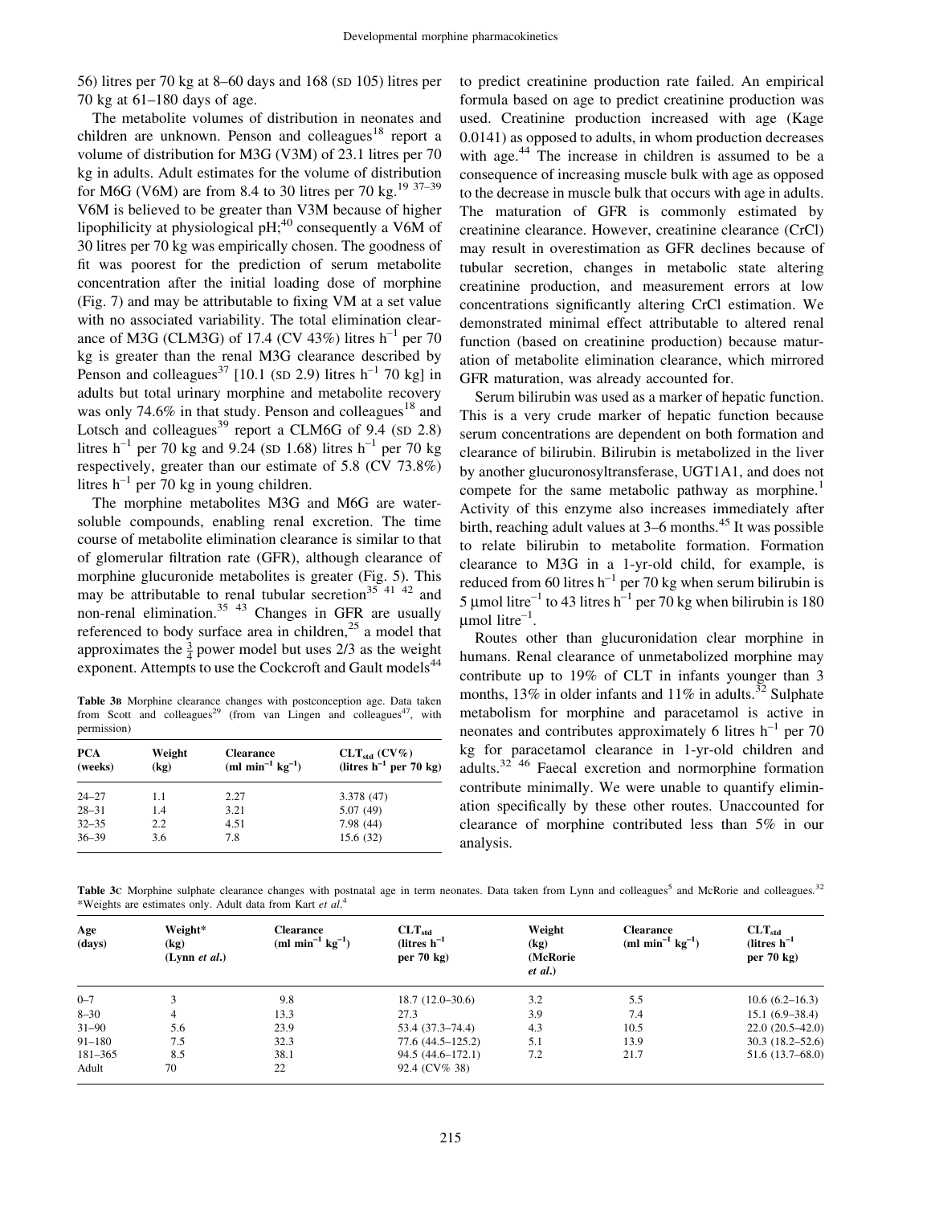56) litres per 70 kg at 8–60 days and 168 (SD 105) litres per 70 kg at 61–180 days of age.

The metabolite volumes of distribution in neonates and children are unknown. Penson and colleagues[18] report a volume of distribution for M3G (V3M) of 23.1 litres per 70 kg in adults. Adult estimates for the volume of distribution for M6G (V6M) are from 8.4 to 30 litres per 70 kg.[19 37–39] V6M is believed to be greater than V3M because of higher lipophilicity at physiological pH;[40] consequently a V6M of 30 litres per 70 kg was empirically chosen. The goodness of fit was poorest for the prediction of serum metabolite concentration after the initial loading dose of morphine (Fig. 7) and may be attributable to fixing VM at a set value with no associated variability. The total elimination clearance of M3G (CLM3G) of 17.4 (CV 43%) litres $h^{-1}$ per 70 kg is greater than the renal M3G clearance described by Penson and colleagues[37] [10.1 (SD 2.9) litres $h^{-1}$ 70 kg] in adults but total urinary morphine and metabolite recovery was only 74.6% in that study. Penson and colleagues[18] and Lotsch and colleagues[39] report a CLM6G of 9.4 (SD 2.8) litres $h^{-1}$ per 70 kg and 9.24 (SD 1.68) litres $h^{-1}$ per 70 kg respectively, greater than our estimate of 5.8 (CV 73.8%) litres $h^{-1}$ per 70 kg in young children.

The morphine metabolites M3G and M6G are water-soluble compounds, enabling renal excretion. The time course of metabolite elimination clearance is similar to that of glomerular filtration rate (GFR), although clearance of morphine glucuronide metabolites is greater (Fig. 5). This may be attributable to renal tubular secretion[35 41 42] and non-renal elimination.[35 43] Changes in GFR are usually referenced to body surface area in children,[25] a model that approximates the $\frac{3}{4}$ power model but uses 2/3 as the weight exponent. Attempts to use the Cockcroft and Gault models[44] to predict creatinine production rate failed. An empirical formula based on age to predict creatinine production was used. Creatinine production increased with age (Kage 0.0141) as opposed to adults, in whom production decreases with age.[44] The increase in children is assumed to be a consequence of increasing muscle bulk with age as opposed to the decrease in muscle bulk that occurs with age in adults. The maturation of GFR is commonly estimated by creatinine clearance. However, creatinine clearance (CrCl) may result in overestimation as GFR declines because of tubular secretion, changes in metabolic state altering creatinine production, and measurement errors at low concentrations significantly altering CrCl estimation. We demonstrated minimal effect attributable to altered renal function (based on creatinine production) because maturation of metabolite elimination clearance, which mirrored GFR maturation, was already accounted for.

Serum bilirubin was used as a marker of hepatic function. This is a very crude marker of hepatic function because serum concentrations are dependent on both formation and clearance of bilirubin. Bilirubin is metabolized in the liver by another glucuronosyltransferase, UGT1A1, and does not compete for the same metabolic pathway as morphine.[1] Activity of this enzyme also increases immediately after birth, reaching adult values at 3–6 months.[45] It was possible to relate bilirubin to metabolite formation. Formation clearance to M3G in a 1-yr-old child, for example, is reduced from 60 litres $h^{-1}$ per 70 kg when serum bilirubin is 5 μmol $litre^{-1}$ to 43 litres $h^{-1}$ per 70 kg when bilirubin is 180 μmol $litre^{-1}$.

Routes other than glucuronidation clear morphine in humans. Renal clearance of unmetabolized morphine may contribute up to 19% of CLT in infants younger than 3 months, 13% in older infants and 11% in adults.[32] Sulphate metabolism for morphine and paracetamol is active in neonates and contributes approximately 6 litres $h^{-1}$ per 70 kg for paracetamol clearance in 1-yr-old children and adults.[32 46] Faecal excretion and normorphine formation contribute minimally. We were unable to quantify elimination specifically by these other routes. Unaccounted for clearance of morphine contributed less than 5% in our analysis.

**Table 3B** Morphine clearance changes with postconception age. Data taken from Scott and colleagues[29] (from van Lingen and colleagues[47], with permission)

| PCA (weeks) | Weight (kg) | Clearance (ml $min^{-1}$ $kg^{-1}$) | $CLT_{std}$ (CV%) (litres $h^{-1}$ per 70 kg) |
|---|---|---|---|
| 24–27 | 1.1 | 2.27 | 3.378 (47) |
| 28–31 | 1.4 | 3.21 | 5.07 (49) |
| 32–35 | 2.2 | 4.51 | 7.98 (44) |
| 36–39 | 3.6 | 7.8 | 15.6 (32) |

**Table 3C** Morphine sulphate clearance changes with postnatal age in term neonates. Data taken from Lynn and colleagues[5] and McRorie and colleagues.[32] *Weights are estimates only. Adult data from Kart *et al.*[4]

| Age (days) | Weight* (kg) (Lynn *et al.*) | Clearance (ml $min^{-1}$ $kg^{-1}$) | $CLT_{std}$ (litres $h^{-1}$ per 70 kg) | Weight (kg) (McRorie *et al.*) | Clearance (ml $min^{-1}$ $kg^{-1}$) | $CLT_{std}$ (litres $h^{-1}$ per 70 kg) |
|---|---|---|---|---|---|---|
| 0–7 | 3 | 9.8 | 18.7 (12.0–30.6) | 3.2 | 5.5 | 10.6 (6.2–16.3) |
| 8–30 | 4 | 13.3 | 27.3 | 3.9 | 7.4 | 15.1 (6.9–38.4) |
| 31–90 | 5.6 | 23.9 | 53.4 (37.3–74.4) | 4.3 | 10.5 | 22.0 (20.5–42.0) |
| 91–180 | 7.5 | 32.3 | 77.6 (44.5–125.2) | 5.1 | 13.9 | 30.3 (18.2–52.6) |
| 181–365 | 8.5 | 38.1 | 94.5 (44.6–172.1) | 7.2 | 21.7 | 51.6 (13.7–68.0) |
| Adult | 70 | 22 | 92.4 (CV% 38) | | | |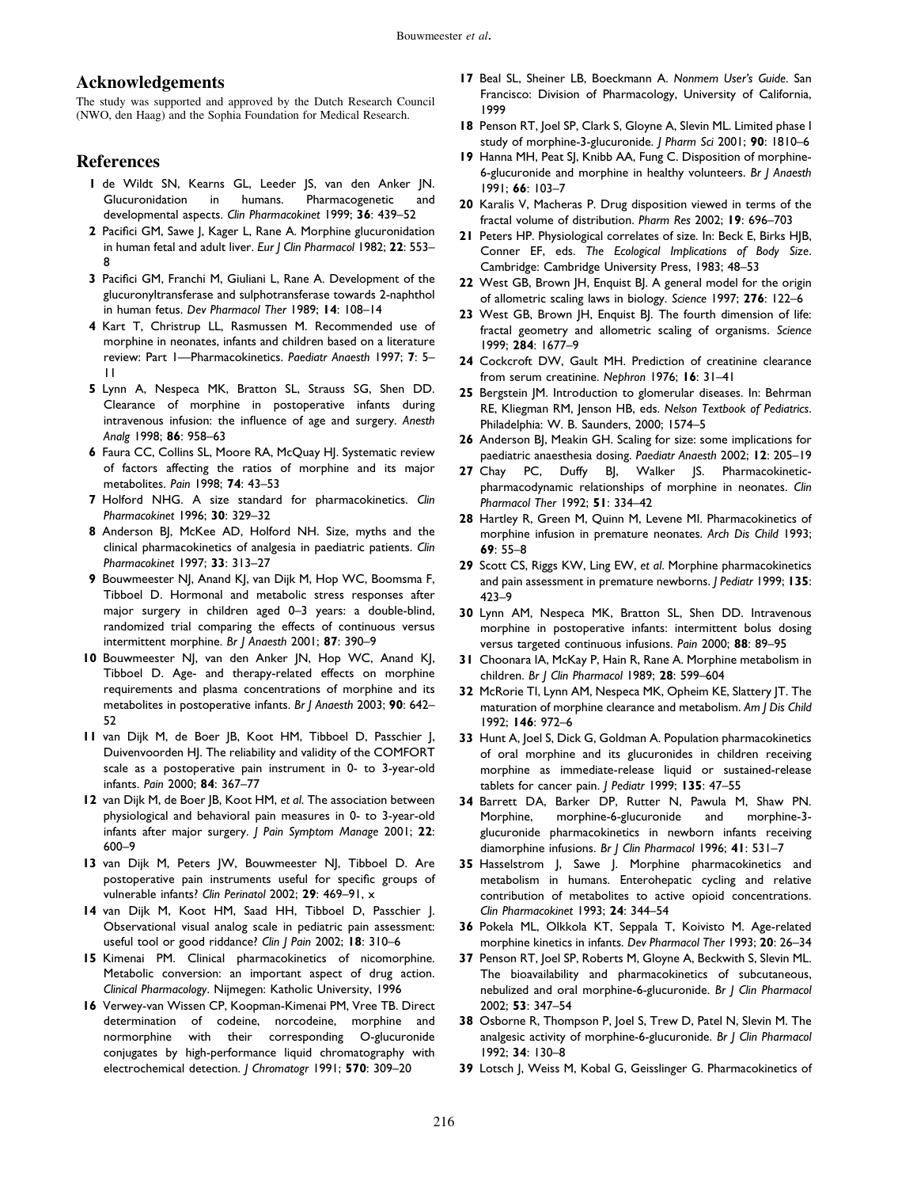## Acknowledgements

The study was supported and approved by the Dutch Research Council (NWO, den Haag) and the Sophia Foundation for Medical Research.

## References

1. de Wildt SN, Kearns GL, Leeder JS, van den Anker JN. Glucuronidation in humans. Pharmacogenetic and developmental aspects. *Clin Pharmacokinet* 1999; **36**: 439–52
2. Pacifici GM, Sawe J, Kager L, Rane A. Morphine glucuronidation in human fetal and adult liver. *Eur J Clin Pharmacol* 1982; **22**: 553–8
3. Pacifici GM, Franchi M, Giuliani L, Rane A. Development of the glucuronyltransferase and sulphotransferase towards 2-naphthol in human fetus. *Dev Pharmacol Ther* 1989; **14**: 108–14
4. Kart T, Christrup LL, Rasmussen M. Recommended use of morphine in neonates, infants and children based on a literature review: Part 1—Pharmacokinetics. *Paediatr Anaesth* 1997; **7**: 5–11
5. Lynn A, Nespeca MK, Bratton SL, Strauss SG, Shen DD. Clearance of morphine in postoperative infants during intravenous infusion: the influence of age and surgery. *Anesth Analg* 1998; **86**: 958–63
6. Faura CC, Collins SL, Moore RA, McQuay HJ. Systematic review of factors affecting the ratios of morphine and its major metabolites. *Pain* 1998; **74**: 43–53
7. Holford NHG. A size standard for pharmacokinetics. *Clin Pharmacokinet* 1996; **30**: 329–32
8. Anderson BJ, McKee AD, Holford NH. Size, myths and the clinical pharmacokinetics of analgesia in paediatric patients. *Clin Pharmacokinet* 1997; **33**: 313–27
9. Bouwmeester NJ, Anand KJ, van Dijk M, Hop WC, Boomsma F, Tibboel D. Hormonal and metabolic stress responses after major surgery in children aged 0–3 years: a double-blind, randomized trial comparing the effects of continuous versus intermittent morphine. *Br J Anaesth* 2001; **87**: 390–9
10. Bouwmeester NJ, van den Anker JN, Hop WC, Anand KJ, Tibboel D. Age- and therapy-related effects on morphine requirements and plasma concentrations of morphine and its metabolites in postoperative infants. *Br J Anaesth* 2003; **90**: 642–52
11. van Dijk M, de Boer JB, Koot HM, Tibboel D, Passchier J, Duivenvoorden HJ. The reliability and validity of the COMFORT scale as a postoperative pain instrument in 0- to 3-year-old infants. *Pain* 2000; **84**: 367–77
12. van Dijk M, de Boer JB, Koot HM, *et al*. The association between physiological and behavioral pain measures in 0- to 3-year-old infants after major surgery. *J Pain Symptom Manage* 2001; **22**: 600–9
13. van Dijk M, Peters JW, Bouwmeester NJ, Tibboel D. Are postoperative pain instruments useful for specific groups of vulnerable infants? *Clin Perinatol* 2002; **29**: 469–91, x
14. van Dijk M, Koot HM, Saad HH, Tibboel D, Passchier J. Observational visual analog scale in pediatric pain assessment: useful tool or good riddance? *Clin J Pain* 2002; **18**: 310–6
15. Kimenai PM. Clinical pharmacokinetics of nicomorphine. Metabolic conversion: an important aspect of drug action. *Clinical Pharmacology*. Nijmegen: Katholic University, 1996
16. Verwey-van Wissen CP, Koopman-Kimenai PM, Vree TB. Direct determination of codeine, norcodeine, morphine and normorphine with their corresponding O-glucuronide conjugates by high-performance liquid chromatography with electrochemical detection. *J Chromatogr* 1991; **570**: 309–20
17. Beal SL, Sheiner LB, Boeckmann A. *Nonmem User's Guide*. San Francisco: Division of Pharmacology, University of California, 1999
18. Penson RT, Joel SP, Clark S, Gloyne A, Slevin ML. Limited phase I study of morphine-3-glucuronide. *J Pharm Sci* 2001; **90**: 1810–6
19. Hanna MH, Peat SJ, Knibb AA, Fung C. Disposition of morphine-6-glucuronide and morphine in healthy volunteers. *Br J Anaesth* 1991; **66**: 103–7
20. Karalis V, Macheras P. Drug disposition viewed in terms of the fractal volume of distribution. *Pharm Res* 2002; **19**: 696–703
21. Peters HP. Physiological correlates of size. In: Beck E, Birks HJB, Conner EF, eds. *The Ecological Implications of Body Size*. Cambridge: Cambridge University Press, 1983; 48–53
22. West GB, Brown JH, Enquist BJ. A general model for the origin of allometric scaling laws in biology. *Science* 1997; **276**: 122–6
23. West GB, Brown JH, Enquist BJ. The fourth dimension of life: fractal geometry and allometric scaling of organisms. *Science* 1999; **284**: 1677–9
24. Cockcroft DW, Gault MH. Prediction of creatinine clearance from serum creatinine. *Nephron* 1976; **16**: 31–41
25. Bergstein JM. Introduction to glomerular diseases. In: Behrman RE, Kliegman RM, Jenson HB, eds. *Nelson Textbook of Pediatrics*. Philadelphia: W. B. Saunders, 2000; 1574–5
26. Anderson BJ, Meakin GH. Scaling for size: some implications for paediatric anaesthesia dosing. *Paediatr Anaesth* 2002; **12**: 205–19
27. Chay PC, Duffy BJ, Walker JS. Pharmacokinetic-pharmacodynamic relationships of morphine in neonates. *Clin Pharmacol Ther* 1992; **51**: 334–42
28. Hartley R, Green M, Quinn M, Levene MI. Pharmacokinetics of morphine infusion in premature neonates. *Arch Dis Child* 1993; **69**: 55–8
29. Scott CS, Riggs KW, Ling EW, *et al*. Morphine pharmacokinetics and pain assessment in premature newborns. *J Pediatr* 1999; **135**: 423–9
30. Lynn AM, Nespeca MK, Bratton SL, Shen DD. Intravenous morphine in postoperative infants: intermittent bolus dosing versus targeted continuous infusions. *Pain* 2000; **88**: 89–95
31. Choonara IA, McKay P, Hain R, Rane A. Morphine metabolism in children. *Br J Clin Pharmacol* 1989; **28**: 599–604
32. McRorie TI, Lynn AM, Nespeca MK, Opheim KE, Slattery JT. The maturation of morphine clearance and metabolism. *Am J Dis Child* 1992; **146**: 972–6
33. Hunt A, Joel S, Dick G, Goldman A. Population pharmacokinetics of oral morphine and its glucuronides in children receiving morphine as immediate-release liquid or sustained-release tablets for cancer pain. *J Pediatr* 1999; **135**: 47–55
34. Barrett DA, Barker DP, Rutter N, Pawula M, Shaw PN. Morphine, morphine-6-glucuronide and morphine-3-glucuronide pharmacokinetics in newborn infants receiving diamorphine infusions. *Br J Clin Pharmacol* 1996; **41**: 531–7
35. Hasselstrom J, Sawe J. Morphine pharmacokinetics and metabolism in humans. Enterohepatic cycling and relative contribution of metabolites to active opioid concentrations. *Clin Pharmacokinet* 1993; **24**: 344–54
36. Pokela ML, Olkkola KT, Seppala T, Koivisto M. Age-related morphine kinetics in infants. *Dev Pharmacol Ther* 1993; **20**: 26–34
37. Penson RT, Joel SP, Roberts M, Gloyne A, Beckwith S, Slevin ML. The bioavailability and pharmacokinetics of subcutaneous, nebulized and oral morphine-6-glucuronide. *Br J Clin Pharmacol* 2002; **53**: 347–54
38. Osborne R, Thompson P, Joel S, Trew D, Patel N, Slevin M. The analgesic activity of morphine-6-glucuronide. *Br J Clin Pharmacol* 1992; **34**: 130–8
39. Lotsch J, Weiss M, Kobal G, Geisslinger G. Pharmacokinetics of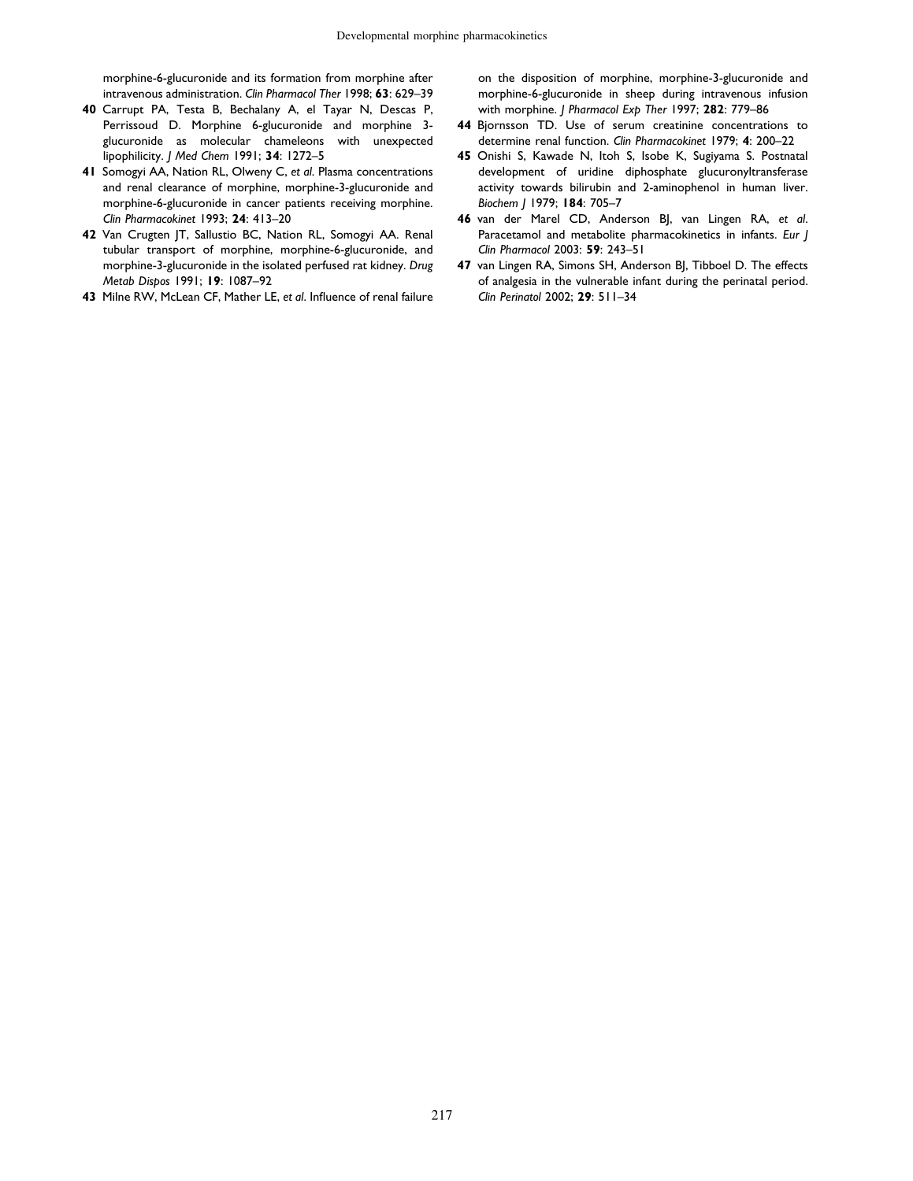morphine-6-glucuronide and its formation from morphine after intravenous administration. *Clin Pharmacol Ther* 1998; **63**: 629–39

**40** Carrupt PA, Testa B, Bechalany A, el Tayar N, Descas P, Perrissoud D. Morphine 6-glucuronide and morphine 3-glucuronide as molecular chameleons with unexpected lipophilicity. *J Med Chem* 1991; **34**: 1272–5

**41** Somogyi AA, Nation RL, Olweny C, *et al*. Plasma concentrations and renal clearance of morphine, morphine-3-glucuronide and morphine-6-glucuronide in cancer patients receiving morphine. *Clin Pharmacokinet* 1993; **24**: 413–20

**42** Van Crugten JT, Sallustio BC, Nation RL, Somogyi AA. Renal tubular transport of morphine, morphine-6-glucuronide, and morphine-3-glucuronide in the isolated perfused rat kidney. *Drug Metab Dispos* 1991; **19**: 1087–92

**43** Milne RW, McLean CF, Mather LE, *et al*. Influence of renal failure on the disposition of morphine, morphine-3-glucuronide and morphine-6-glucuronide in sheep during intravenous infusion with morphine. *J Pharmacol Exp Ther* 1997; **282**: 779–86

**44** Bjornsson TD. Use of serum creatinine concentrations to determine renal function. *Clin Pharmacokinet* 1979; **4**: 200–22

**45** Onishi S, Kawade N, Itoh S, Isobe K, Sugiyama S. Postnatal development of uridine diphosphate glucuronyltransferase activity towards bilirubin and 2-aminophenol in human liver. *Biochem J* 1979; **184**: 705–7

**46** van der Marel CD, Anderson BJ, van Lingen RA, *et al*. Paracetamol and metabolite pharmacokinetics in infants. *Eur J Clin Pharmacol* 2003: **59**: 243–51

**47** van Lingen RA, Simons SH, Anderson BJ, Tibboel D. The effects of analgesia in the vulnerable infant during the perinatal period. *Clin Perinatol* 2002; **29**: 511–34